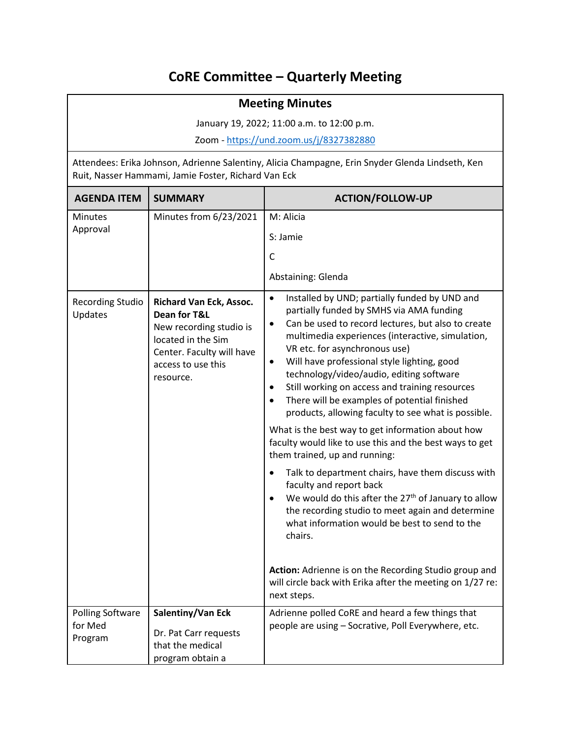# CoRE Committee – Quarterly Meeting

## Meeting Minutes

January 19, 2022; 11:00 a.m. to 12:00 p.m.

Zoom - https://und.zoom.us/j/8327382880

Attendees: Erika Johnson, Adrienne Salentiny, Alicia Champagne, Erin Snyder Glenda Lindseth, Ken Ruit, Nasser Hammami, Jamie Foster, Richard Van Eck

| AGENDA ITEM | SUMMARY | ACTION/FOLLOW-UP |
|---|---|---|
| Minutes Approval | Minutes from 6/23/2021 | M: Alicia<br><br>S: Jamie<br><br>C<br><br>Abstaining: Glenda |
| Recording Studio Updates | **Richard Van Eck, Assoc. Dean for T&L**<br>New recording studio is located in the Sim Center. Faculty will have access to use this resource. | • Installed by UND; partially funded by UND and partially funded by SMHS via AMA funding<br>• Can be used to record lectures, but also to create multimedia experiences (interactive, simulation, VR etc. for asynchronous use)<br>• Will have professional style lighting, good technology/video/audio, editing software<br>• Still working on access and training resources<br>• There will be examples of potential finished products, allowing faculty to see what is possible.<br><br>What is the best way to get information about how faculty would like to use this and the best ways to get them trained, up and running:<br><br>• Talk to department chairs, have them discuss with faculty and report back<br>• We would do this after the 27th of January to allow the recording studio to meet again and determine what information would be best to send to the chairs.<br><br>**Action:** Adrienne is on the Recording Studio group and will circle back with Erika after the meeting on 1/27 re: next steps. |
| Polling Software for Med Program | **Salentiny/Van Eck**<br><br>Dr. Pat Carr requests that the medical program obtain a | Adrienne polled CoRE and heard a few things that people are using – Socrative, Poll Everywhere, etc. |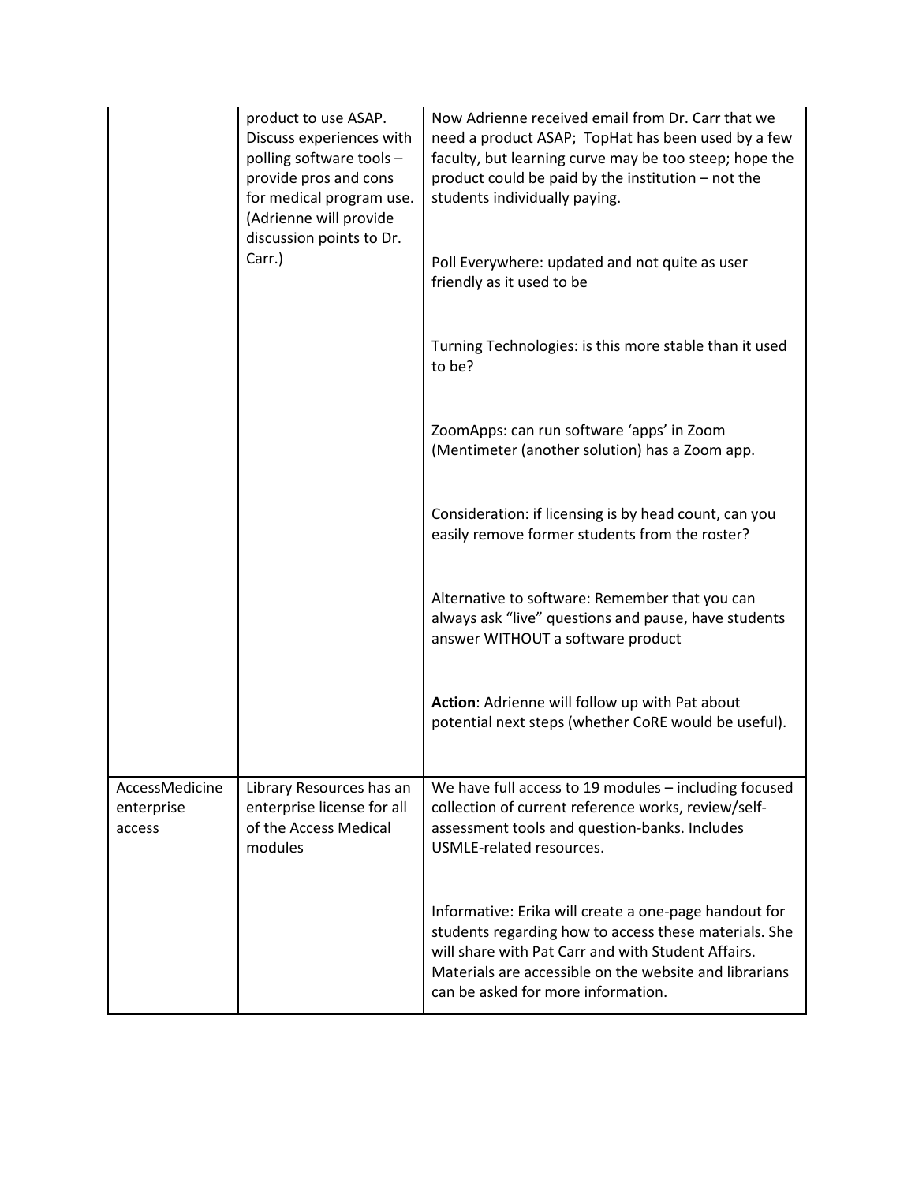| | | |
|---|---|---|
| | product to use ASAP. Discuss experiences with polling software tools – provide pros and cons for medical program use. (Adrienne will provide discussion points to Dr. Carr.) | Now Adrienne received email from Dr. Carr that we need a product ASAP; TopHat has been used by a few faculty, but learning curve may be too steep; hope the product could be paid by the institution – not the students individually paying.<br><br>Poll Everywhere: updated and not quite as user friendly as it used to be<br><br>Turning Technologies: is this more stable than it used to be?<br><br>ZoomApps: can run software 'apps' in Zoom (Mentimeter (another solution) has a Zoom app.<br><br>Consideration: if licensing is by head count, can you easily remove former students from the roster?<br><br>Alternative to software: Remember that you can always ask "live" questions and pause, have students answer WITHOUT a software product<br><br>**Action**: Adrienne will follow up with Pat about potential next steps (whether CoRE would be useful). |
| AccessMedicine enterprise access | Library Resources has an enterprise license for all of the Access Medical modules | We have full access to 19 modules – including focused collection of current reference works, review/self-assessment tools and question-banks. Includes USMLE-related resources.<br><br>Informative: Erika will create a one-page handout for students regarding how to access these materials. She will share with Pat Carr and with Student Affairs. Materials are accessible on the website and librarians can be asked for more information. |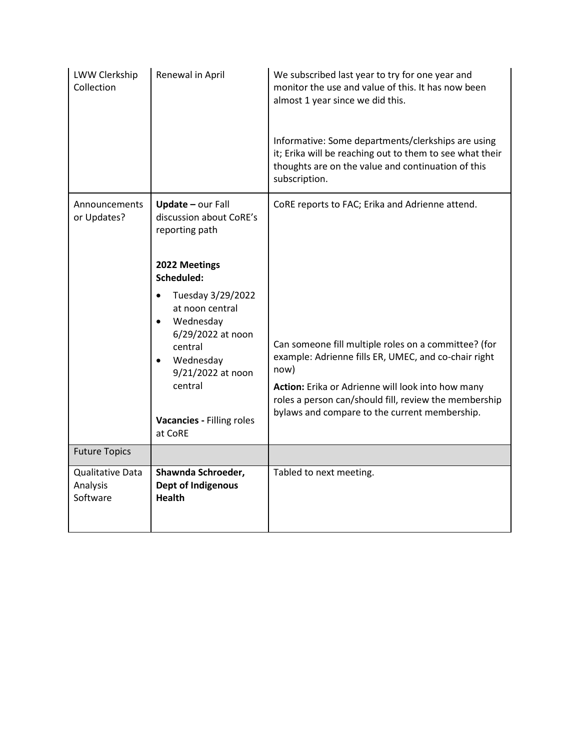| | | |
|---|---|---|
| LWW Clerkship Collection | Renewal in April | We subscribed last year to try for one year and monitor the use and value of this. It has now been almost 1 year since we did this.<br><br>Informative: Some departments/clerkships are using it; Erika will be reaching out to them to see what their thoughts are on the value and continuation of this subscription. |
| Announcements or Updates? | **Update –** our Fall discussion about CoRE's reporting path<br><br>**2022 Meetings Scheduled:**<br>• Tuesday 3/29/2022 at noon central<br>• Wednesday 6/29/2022 at noon central<br>• Wednesday 9/21/2022 at noon central<br><br>**Vacancies -** Filling roles at CoRE | CoRE reports to FAC; Erika and Adrienne attend.<br><br>Can someone fill multiple roles on a committee? (for example: Adrienne fills ER, UMEC, and co-chair right now)<br><br>**Action:** Erika or Adrienne will look into how many roles a person can/should fill, review the membership bylaws and compare to the current membership. |
| Future Topics | | |
| Qualitative Data Analysis Software | **Shawnda Schroeder, Dept of Indigenous Health** | Tabled to next meeting. |